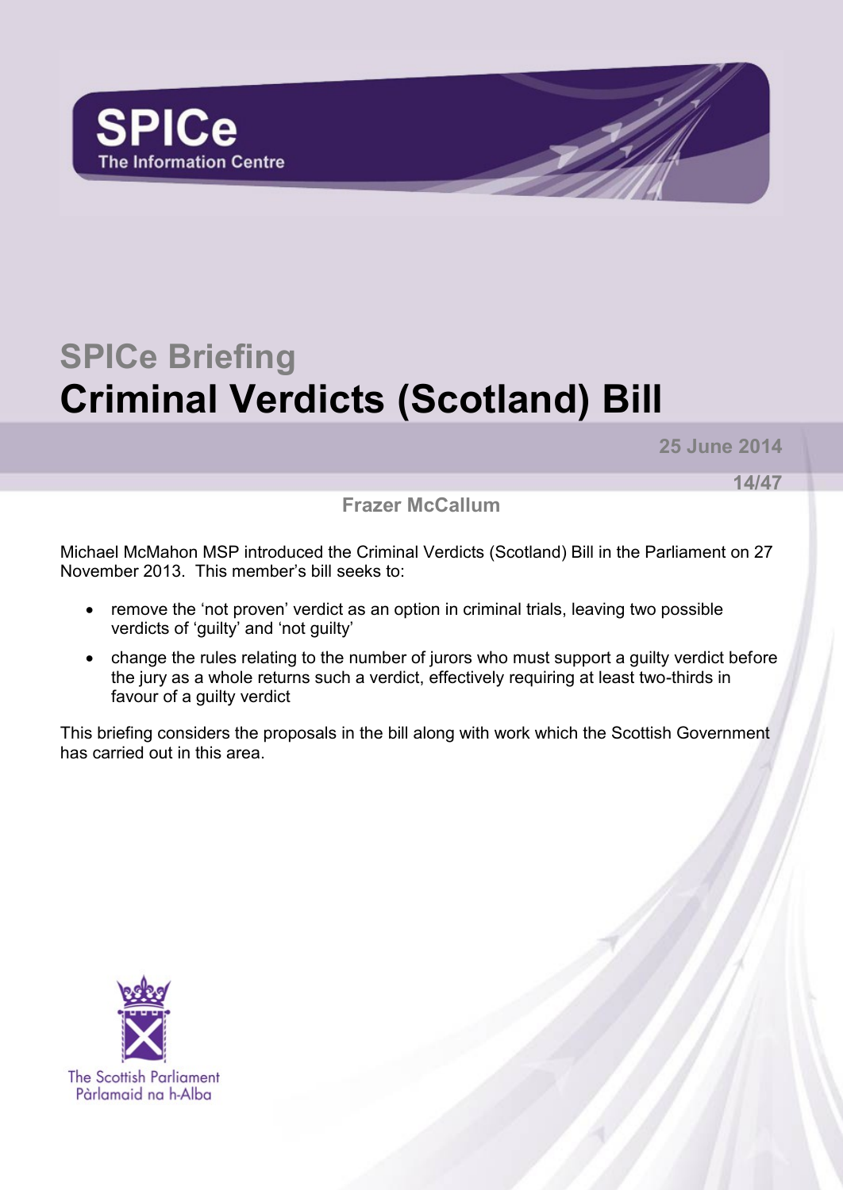SPICe

The Information Centre

# SPICe Briefing

# Criminal Verdicts (Scotland) Bill

**25 June 2014**

**14/47**

**Frazer McCallum**

Michael McMahon MSP introduced the Criminal Verdicts (Scotland) Bill in the Parliament on 27 November 2013. This member's bill seeks to:

- remove the 'not proven' verdict as an option in criminal trials, leaving two possible verdicts of 'guilty' and 'not guilty'
- change the rules relating to the number of jurors who must support a guilty verdict before the jury as a whole returns such a verdict, effectively requiring at least two-thirds in favour of a guilty verdict

This briefing considers the proposals in the bill along with work which the Scottish Government has carried out in this area.

The Scottish Parliament
Pàrlamaid na h-Alba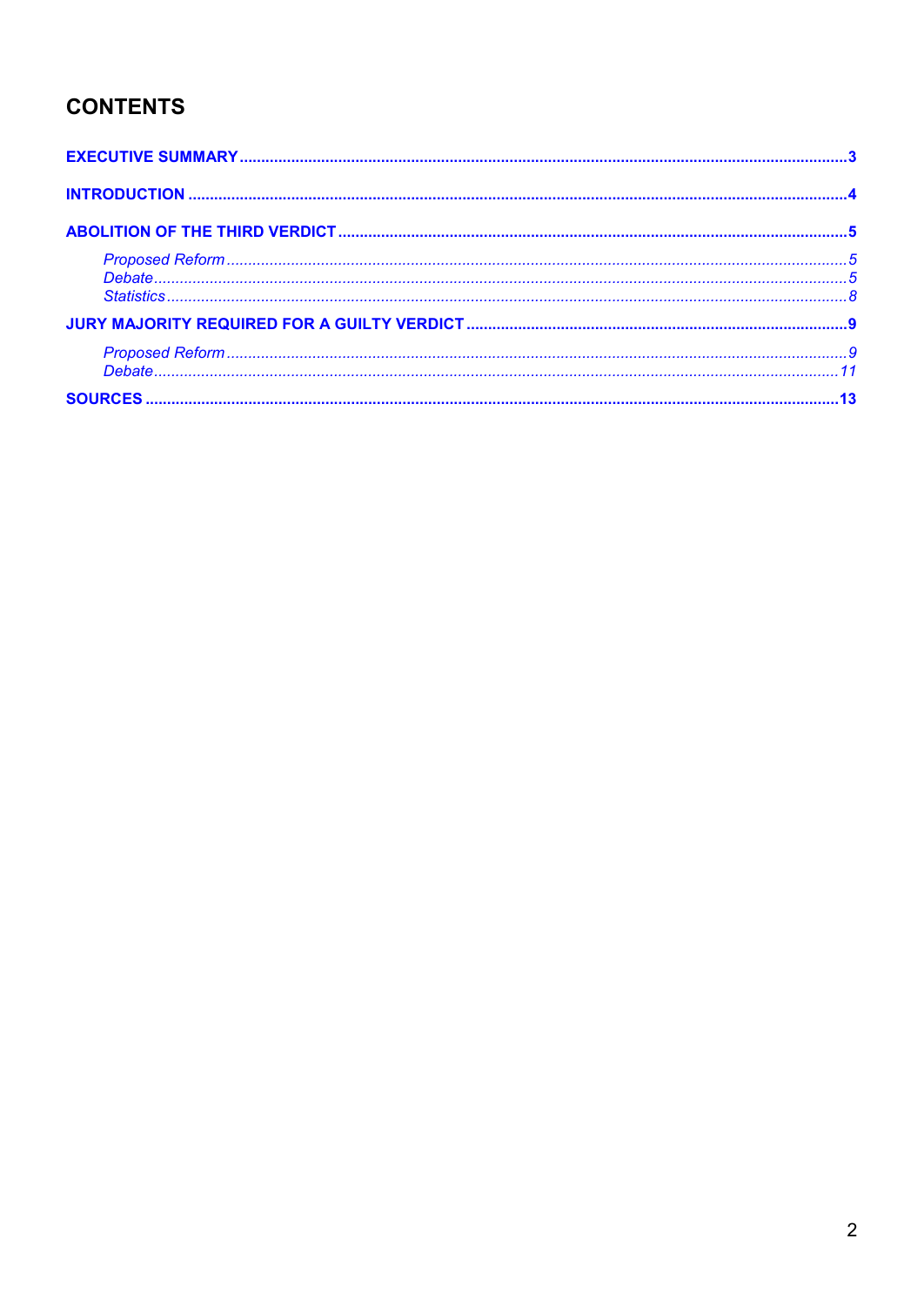## CONTENTS

**EXECUTIVE SUMMARY** .......... 3

**INTRODUCTION** .......... 4

**ABOLITION OF THE THIRD VERDICT** .......... 5

- *Proposed Reform* .......... 5
- *Debate* .......... 5
- *Statistics* .......... 8

**JURY MAJORITY REQUIRED FOR A GUILTY VERDICT** .......... 9

- *Proposed Reform* .......... 9
- *Debate* .......... 11

**SOURCES** .......... 13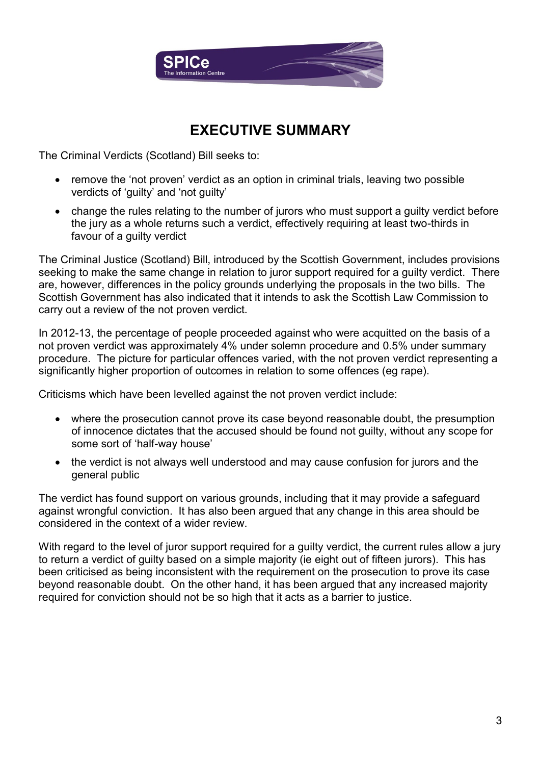# EXECUTIVE SUMMARY

The Criminal Verdicts (Scotland) Bill seeks to:

- remove the 'not proven' verdict as an option in criminal trials, leaving two possible verdicts of 'guilty' and 'not guilty'
- change the rules relating to the number of jurors who must support a guilty verdict before the jury as a whole returns such a verdict, effectively requiring at least two-thirds in favour of a guilty verdict

The Criminal Justice (Scotland) Bill, introduced by the Scottish Government, includes provisions seeking to make the same change in relation to juror support required for a guilty verdict. There are, however, differences in the policy grounds underlying the proposals in the two bills. The Scottish Government has also indicated that it intends to ask the Scottish Law Commission to carry out a review of the not proven verdict.

In 2012-13, the percentage of people proceeded against who were acquitted on the basis of a not proven verdict was approximately 4% under solemn procedure and 0.5% under summary procedure. The picture for particular offences varied, with the not proven verdict representing a significantly higher proportion of outcomes in relation to some offences (eg rape).

Criticisms which have been levelled against the not proven verdict include:

- where the prosecution cannot prove its case beyond reasonable doubt, the presumption of innocence dictates that the accused should be found not guilty, without any scope for some sort of 'half-way house'
- the verdict is not always well understood and may cause confusion for jurors and the general public

The verdict has found support on various grounds, including that it may provide a safeguard against wrongful conviction. It has also been argued that any change in this area should be considered in the context of a wider review.

With regard to the level of juror support required for a guilty verdict, the current rules allow a jury to return a verdict of guilty based on a simple majority (ie eight out of fifteen jurors). This has been criticised as being inconsistent with the requirement on the prosecution to prove its case beyond reasonable doubt. On the other hand, it has been argued that any increased majority required for conviction should not be so high that it acts as a barrier to justice.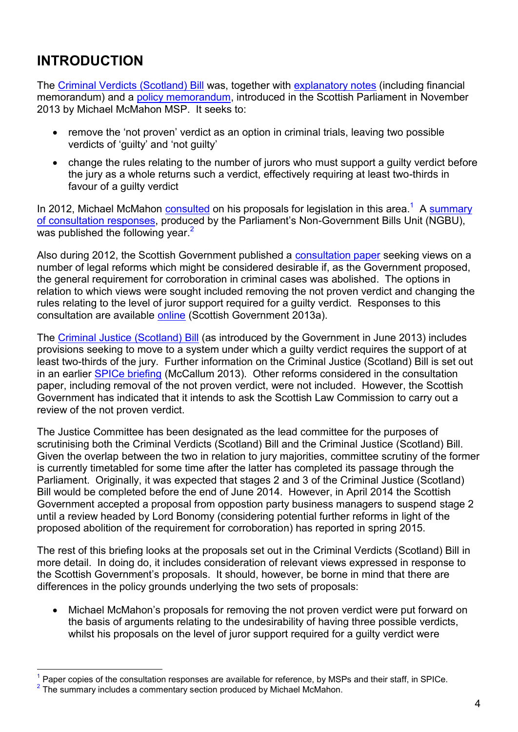# INTRODUCTION

The Criminal Verdicts (Scotland) Bill was, together with explanatory notes (including financial memorandum) and a policy memorandum, introduced in the Scottish Parliament in November 2013 by Michael McMahon MSP. It seeks to:

- remove the 'not proven' verdict as an option in criminal trials, leaving two possible verdicts of 'guilty' and 'not guilty'
- change the rules relating to the number of jurors who must support a guilty verdict before the jury as a whole returns such a verdict, effectively requiring at least two-thirds in favour of a guilty verdict

In 2012, Michael McMahon consulted on his proposals for legislation in this area.[1] A summary of consultation responses, produced by the Parliament's Non-Government Bills Unit (NGBU), was published the following year.[2]

Also during 2012, the Scottish Government published a consultation paper seeking views on a number of legal reforms which might be considered desirable if, as the Government proposed, the general requirement for corroboration in criminal cases was abolished. The options in relation to which views were sought included removing the not proven verdict and changing the rules relating to the level of juror support required for a guilty verdict. Responses to this consultation are available online (Scottish Government 2013a).

The Criminal Justice (Scotland) Bill (as introduced by the Government in June 2013) includes provisions seeking to move to a system under which a guilty verdict requires the support of at least two-thirds of the jury. Further information on the Criminal Justice (Scotland) Bill is set out in an earlier SPICe briefing (McCallum 2013). Other reforms considered in the consultation paper, including removal of the not proven verdict, were not included. However, the Scottish Government has indicated that it intends to ask the Scottish Law Commission to carry out a review of the not proven verdict.

The Justice Committee has been designated as the lead committee for the purposes of scrutinising both the Criminal Verdicts (Scotland) Bill and the Criminal Justice (Scotland) Bill. Given the overlap between the two in relation to jury majorities, committee scrutiny of the former is currently timetabled for some time after the latter has completed its passage through the Parliament. Originally, it was expected that stages 2 and 3 of the Criminal Justice (Scotland) Bill would be completed before the end of June 2014. However, in April 2014 the Scottish Government accepted a proposal from oppostion party business managers to suspend stage 2 until a review headed by Lord Bonomy (considering potential further reforms in light of the proposed abolition of the requirement for corroboration) has reported in spring 2015.

The rest of this briefing looks at the proposals set out in the Criminal Verdicts (Scotland) Bill in more detail. In doing do, it includes consideration of relevant views expressed in response to the Scottish Government's proposals. It should, however, be borne in mind that there are differences in the policy grounds underlying the two sets of proposals:

- Michael McMahon's proposals for removing the not proven verdict were put forward on the basis of arguments relating to the undesirability of having three possible verdicts, whilst his proposals on the level of juror support required for a guilty verdict were

---

[1] Paper copies of the consultation responses are available for reference, by MSPs and their staff, in SPICe.

[2] The summary includes a commentary section produced by Michael McMahon.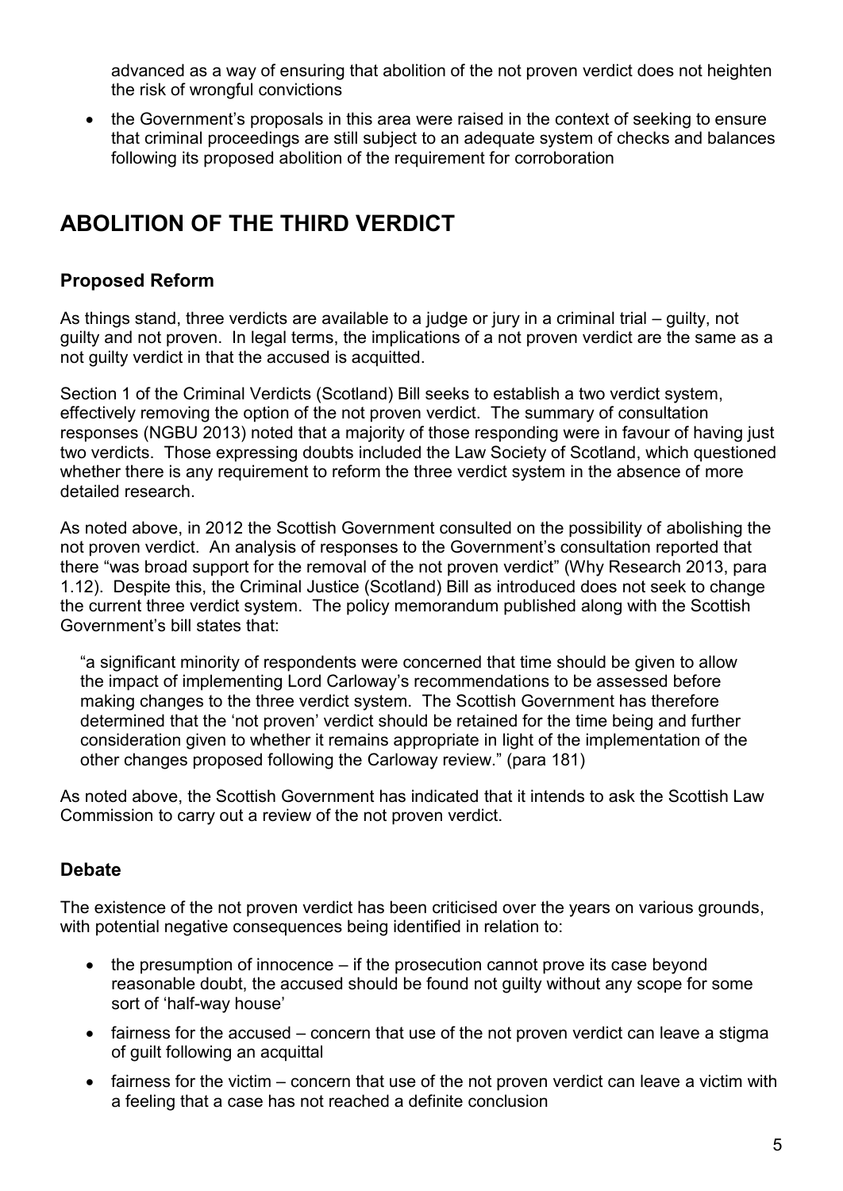advanced as a way of ensuring that abolition of the not proven verdict does not heighten the risk of wrongful convictions

- the Government's proposals in this area were raised in the context of seeking to ensure that criminal proceedings are still subject to an adequate system of checks and balances following its proposed abolition of the requirement for corroboration

## ABOLITION OF THE THIRD VERDICT

### Proposed Reform

As things stand, three verdicts are available to a judge or jury in a criminal trial – guilty, not guilty and not proven. In legal terms, the implications of a not proven verdict are the same as a not guilty verdict in that the accused is acquitted.

Section 1 of the Criminal Verdicts (Scotland) Bill seeks to establish a two verdict system, effectively removing the option of the not proven verdict. The summary of consultation responses (NGBU 2013) noted that a majority of those responding were in favour of having just two verdicts. Those expressing doubts included the Law Society of Scotland, which questioned whether there is any requirement to reform the three verdict system in the absence of more detailed research.

As noted above, in 2012 the Scottish Government consulted on the possibility of abolishing the not proven verdict. An analysis of responses to the Government's consultation reported that there "was broad support for the removal of the not proven verdict" (Why Research 2013, para 1.12). Despite this, the Criminal Justice (Scotland) Bill as introduced does not seek to change the current three verdict system. The policy memorandum published along with the Scottish Government's bill states that:

> "a significant minority of respondents were concerned that time should be given to allow the impact of implementing Lord Carloway's recommendations to be assessed before making changes to the three verdict system. The Scottish Government has therefore determined that the 'not proven' verdict should be retained for the time being and further consideration given to whether it remains appropriate in light of the implementation of the other changes proposed following the Carloway review." (para 181)

As noted above, the Scottish Government has indicated that it intends to ask the Scottish Law Commission to carry out a review of the not proven verdict.

### Debate

The existence of the not proven verdict has been criticised over the years on various grounds, with potential negative consequences being identified in relation to:

- the presumption of innocence – if the prosecution cannot prove its case beyond reasonable doubt, the accused should be found not guilty without any scope for some sort of 'half-way house'
- fairness for the accused – concern that use of the not proven verdict can leave a stigma of guilt following an acquittal
- fairness for the victim – concern that use of the not proven verdict can leave a victim with a feeling that a case has not reached a definite conclusion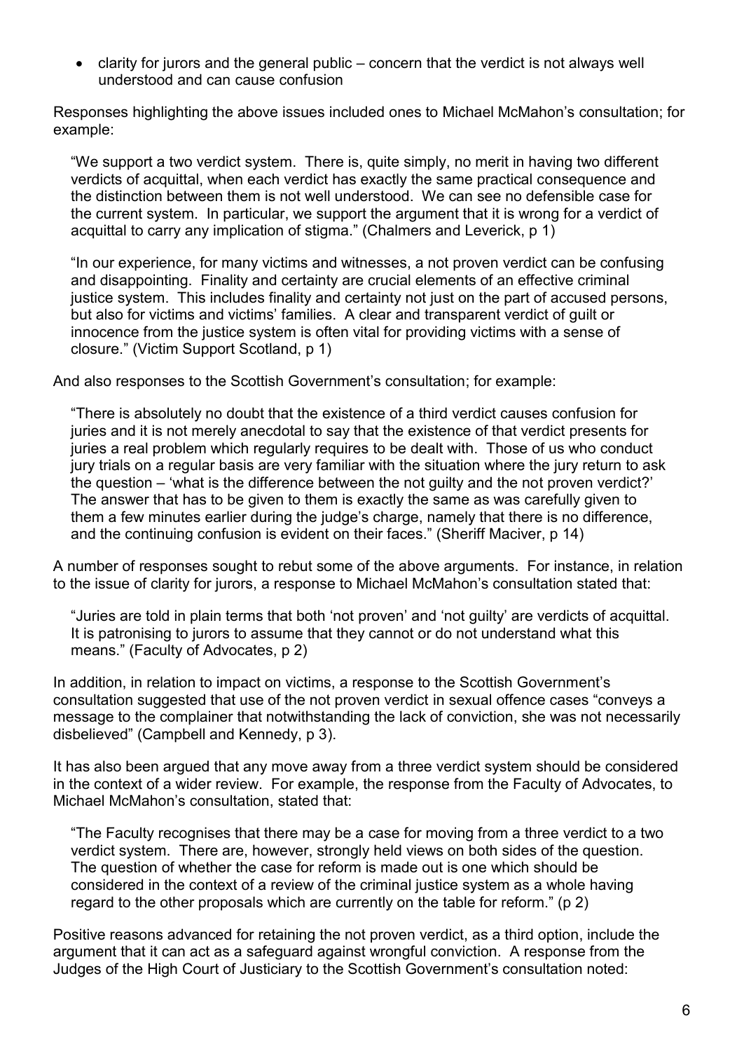- clarity for jurors and the general public – concern that the verdict is not always well understood and can cause confusion

Responses highlighting the above issues included ones to Michael McMahon's consultation; for example:

> "We support a two verdict system. There is, quite simply, no merit in having two different verdicts of acquittal, when each verdict has exactly the same practical consequence and the distinction between them is not well understood. We can see no defensible case for the current system. In particular, we support the argument that it is wrong for a verdict of acquittal to carry any implication of stigma." (Chalmers and Leverick, p 1)

> "In our experience, for many victims and witnesses, a not proven verdict can be confusing and disappointing. Finality and certainty are crucial elements of an effective criminal justice system. This includes finality and certainty not just on the part of accused persons, but also for victims and victims' families. A clear and transparent verdict of guilt or innocence from the justice system is often vital for providing victims with a sense of closure." (Victim Support Scotland, p 1)

And also responses to the Scottish Government's consultation; for example:

> "There is absolutely no doubt that the existence of a third verdict causes confusion for juries and it is not merely anecdotal to say that the existence of that verdict presents for juries a real problem which regularly requires to be dealt with. Those of us who conduct jury trials on a regular basis are very familiar with the situation where the jury return to ask the question – 'what is the difference between the not guilty and the not proven verdict?' The answer that has to be given to them is exactly the same as was carefully given to them a few minutes earlier during the judge's charge, namely that there is no difference, and the continuing confusion is evident on their faces." (Sheriff Maciver, p 14)

A number of responses sought to rebut some of the above arguments. For instance, in relation to the issue of clarity for jurors, a response to Michael McMahon's consultation stated that:

> "Juries are told in plain terms that both 'not proven' and 'not guilty' are verdicts of acquittal. It is patronising to jurors to assume that they cannot or do not understand what this means." (Faculty of Advocates, p 2)

In addition, in relation to impact on victims, a response to the Scottish Government's consultation suggested that use of the not proven verdict in sexual offence cases "conveys a message to the complainer that notwithstanding the lack of conviction, she was not necessarily disbelieved" (Campbell and Kennedy, p 3).

It has also been argued that any move away from a three verdict system should be considered in the context of a wider review. For example, the response from the Faculty of Advocates, to Michael McMahon's consultation, stated that:

> "The Faculty recognises that there may be a case for moving from a three verdict to a two verdict system. There are, however, strongly held views on both sides of the question. The question of whether the case for reform is made out is one which should be considered in the context of a review of the criminal justice system as a whole having regard to the other proposals which are currently on the table for reform." (p 2)

Positive reasons advanced for retaining the not proven verdict, as a third option, include the argument that it can act as a safeguard against wrongful conviction. A response from the Judges of the High Court of Justiciary to the Scottish Government's consultation noted: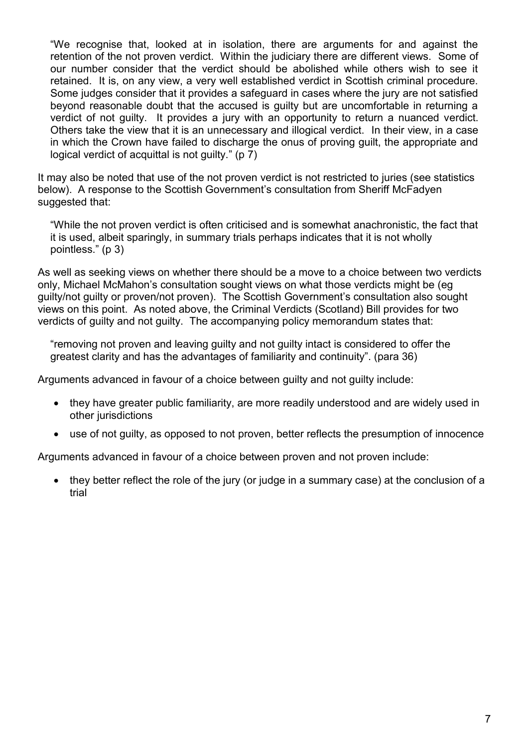> "We recognise that, looked at in isolation, there are arguments for and against the retention of the not proven verdict. Within the judiciary there are different views. Some of our number consider that the verdict should be abolished while others wish to see it retained. It is, on any view, a very well established verdict in Scottish criminal procedure. Some judges consider that it provides a safeguard in cases where the jury are not satisfied beyond reasonable doubt that the accused is guilty but are uncomfortable in returning a verdict of not guilty. It provides a jury with an opportunity to return a nuanced verdict. Others take the view that it is an unnecessary and illogical verdict. In their view, in a case in which the Crown have failed to discharge the onus of proving guilt, the appropriate and logical verdict of acquittal is not guilty." (p 7)

It may also be noted that use of the not proven verdict is not restricted to juries (see statistics below). A response to the Scottish Government's consultation from Sheriff McFadyen suggested that:

> "While the not proven verdict is often criticised and is somewhat anachronistic, the fact that it is used, albeit sparingly, in summary trials perhaps indicates that it is not wholly pointless." (p 3)

As well as seeking views on whether there should be a move to a choice between two verdicts only, Michael McMahon's consultation sought views on what those verdicts might be (eg guilty/not guilty or proven/not proven). The Scottish Government's consultation also sought views on this point. As noted above, the Criminal Verdicts (Scotland) Bill provides for two verdicts of guilty and not guilty. The accompanying policy memorandum states that:

> "removing not proven and leaving guilty and not guilty intact is considered to offer the greatest clarity and has the advantages of familiarity and continuity". (para 36)

Arguments advanced in favour of a choice between guilty and not guilty include:

- they have greater public familiarity, are more readily understood and are widely used in other jurisdictions
- use of not guilty, as opposed to not proven, better reflects the presumption of innocence

Arguments advanced in favour of a choice between proven and not proven include:

- they better reflect the role of the jury (or judge in a summary case) at the conclusion of a trial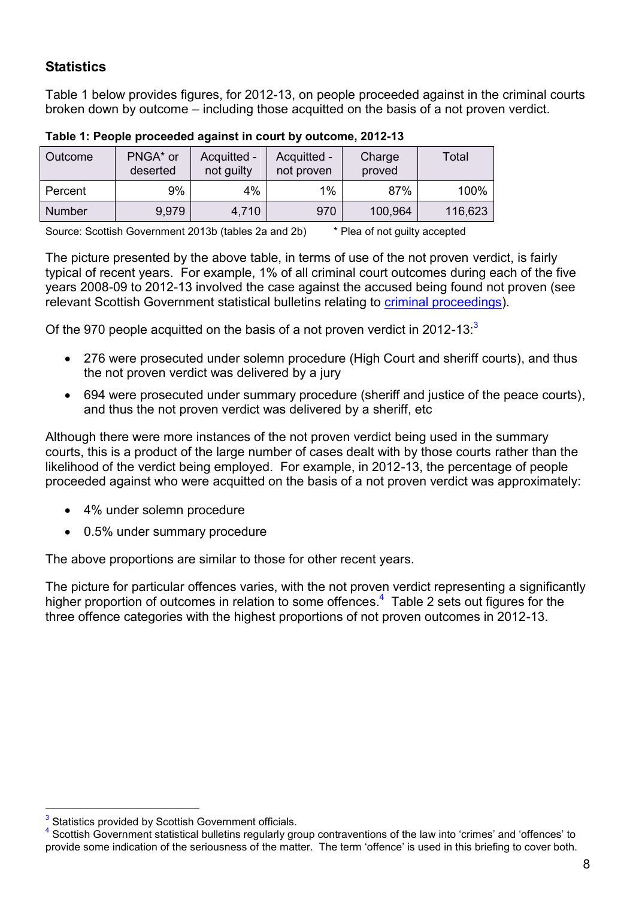## Statistics

Table 1 below provides figures, for 2012-13, on people proceeded against in the criminal courts broken down by outcome – including those acquitted on the basis of a not proven verdict.

**Table 1: People proceeded against in court by outcome, 2012-13**

| Outcome | PNGA* or deserted | Acquitted - not guilty | Acquitted - not proven | Charge proved | Total |
|---|---|---|---|---|---|
| Percent | 9% | 4% | 1% | 87% | 100% |
| Number | 9,979 | 4,710 | 970 | 100,964 | 116,623 |

Source: Scottish Government 2013b (tables 2a and 2b) * Plea of not guilty accepted

The picture presented by the above table, in terms of use of the not proven verdict, is fairly typical of recent years. For example, 1% of all criminal court outcomes during each of the five years 2008-09 to 2012-13 involved the case against the accused being found not proven (see relevant Scottish Government statistical bulletins relating to criminal proceedings).

Of the 970 people acquitted on the basis of a not proven verdict in 2012-13:[3]

- 276 were prosecuted under solemn procedure (High Court and sheriff courts), and thus the not proven verdict was delivered by a jury
- 694 were prosecuted under summary procedure (sheriff and justice of the peace courts), and thus the not proven verdict was delivered by a sheriff, etc

Although there were more instances of the not proven verdict being used in the summary courts, this is a product of the large number of cases dealt with by those courts rather than the likelihood of the verdict being employed. For example, in 2012-13, the percentage of people proceeded against who were acquitted on the basis of a not proven verdict was approximately:

- 4% under solemn procedure
- 0.5% under summary procedure

The above proportions are similar to those for other recent years.

The picture for particular offences varies, with the not proven verdict representing a significantly higher proportion of outcomes in relation to some offences.[4] Table 2 sets out figures for the three offence categories with the highest proportions of not proven outcomes in 2012-13.

---

[3] Statistics provided by Scottish Government officials.

[4] Scottish Government statistical bulletins regularly group contraventions of the law into 'crimes' and 'offences' to provide some indication of the seriousness of the matter. The term 'offence' is used in this briefing to cover both.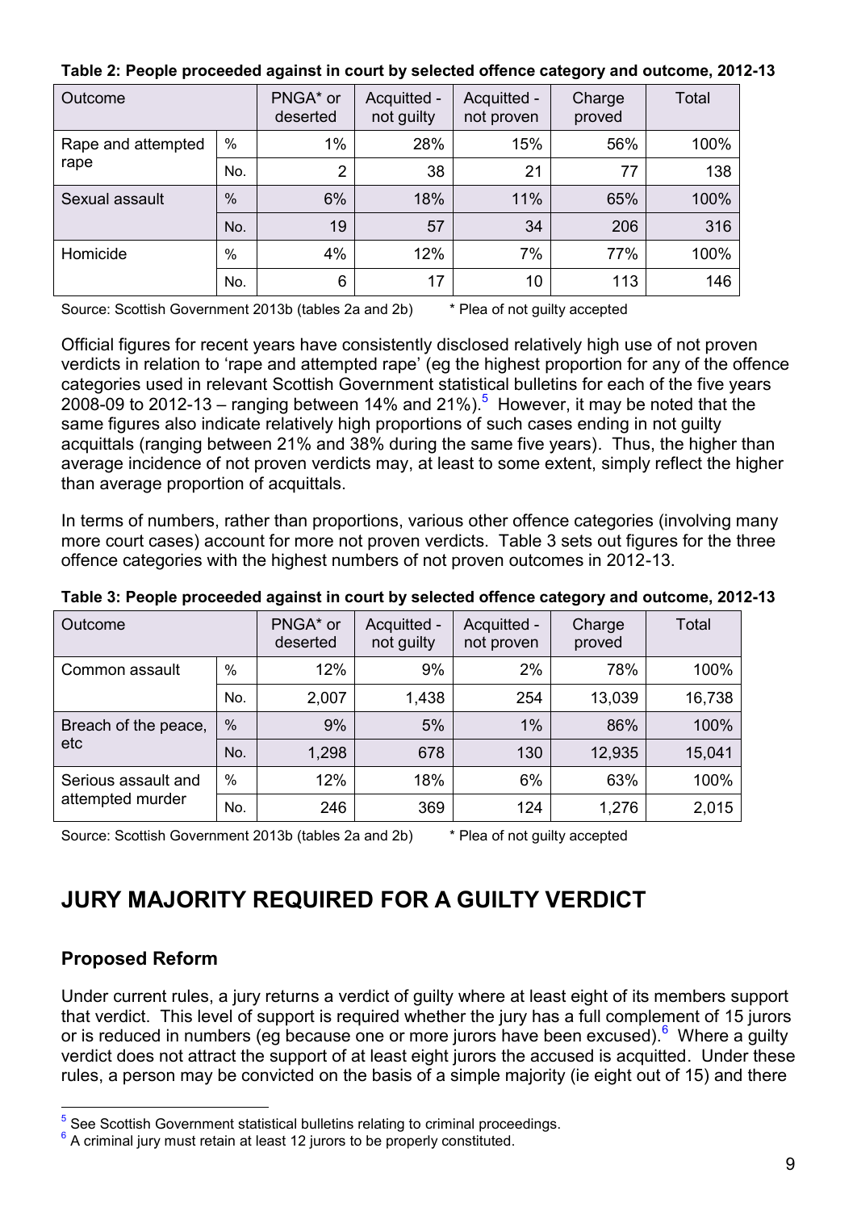**Table 2: People proceeded against in court by selected offence category and outcome, 2012-13**

| Outcome | | PNGA* or deserted | Acquitted - not guilty | Acquitted - not proven | Charge proved | Total |
|---|---|---|---|---|---|---|
| Rape and attempted rape | % | 1% | 28% | 15% | 56% | 100% |
| | No. | 2 | 38 | 21 | 77 | 138 |
| Sexual assault | % | 6% | 18% | 11% | 65% | 100% |
| | No. | 19 | 57 | 34 | 206 | 316 |
| Homicide | % | 4% | 12% | 7% | 77% | 100% |
| | No. | 6 | 17 | 10 | 113 | 146 |

Source: Scottish Government 2013b (tables 2a and 2b) * Plea of not guilty accepted

Official figures for recent years have consistently disclosed relatively high use of not proven verdicts in relation to 'rape and attempted rape' (eg the highest proportion for any of the offence categories used in relevant Scottish Government statistical bulletins for each of the five years 2008-09 to 2012-13 – ranging between 14% and 21%).[5] However, it may be noted that the same figures also indicate relatively high proportions of such cases ending in not guilty acquittals (ranging between 21% and 38% during the same five years). Thus, the higher than average incidence of not proven verdicts may, at least to some extent, simply reflect the higher than average proportion of acquittals.

In terms of numbers, rather than proportions, various other offence categories (involving many more court cases) account for more not proven verdicts. Table 3 sets out figures for the three offence categories with the highest numbers of not proven outcomes in 2012-13.

**Table 3: People proceeded against in court by selected offence category and outcome, 2012-13**

| Outcome | | PNGA* or deserted | Acquitted - not guilty | Acquitted - not proven | Charge proved | Total |
|---|---|---|---|---|---|---|
| Common assault | % | 12% | 9% | 2% | 78% | 100% |
| | No. | 2,007 | 1,438 | 254 | 13,039 | 16,738 |
| Breach of the peace, etc | % | 9% | 5% | 1% | 86% | 100% |
| | No. | 1,298 | 678 | 130 | 12,935 | 15,041 |
| Serious assault and attempted murder | % | 12% | 18% | 6% | 63% | 100% |
| | No. | 246 | 369 | 124 | 1,276 | 2,015 |

Source: Scottish Government 2013b (tables 2a and 2b) * Plea of not guilty accepted

# JURY MAJORITY REQUIRED FOR A GUILTY VERDICT

## Proposed Reform

Under current rules, a jury returns a verdict of guilty where at least eight of its members support that verdict. This level of support is required whether the jury has a full complement of 15 jurors or is reduced in numbers (eg because one or more jurors have been excused).[6] Where a guilty verdict does not attract the support of at least eight jurors the accused is acquitted. Under these rules, a person may be convicted on the basis of a simple majority (ie eight out of 15) and there

[5] See Scottish Government statistical bulletins relating to criminal proceedings.

[6] A criminal jury must retain at least 12 jurors to be properly constituted.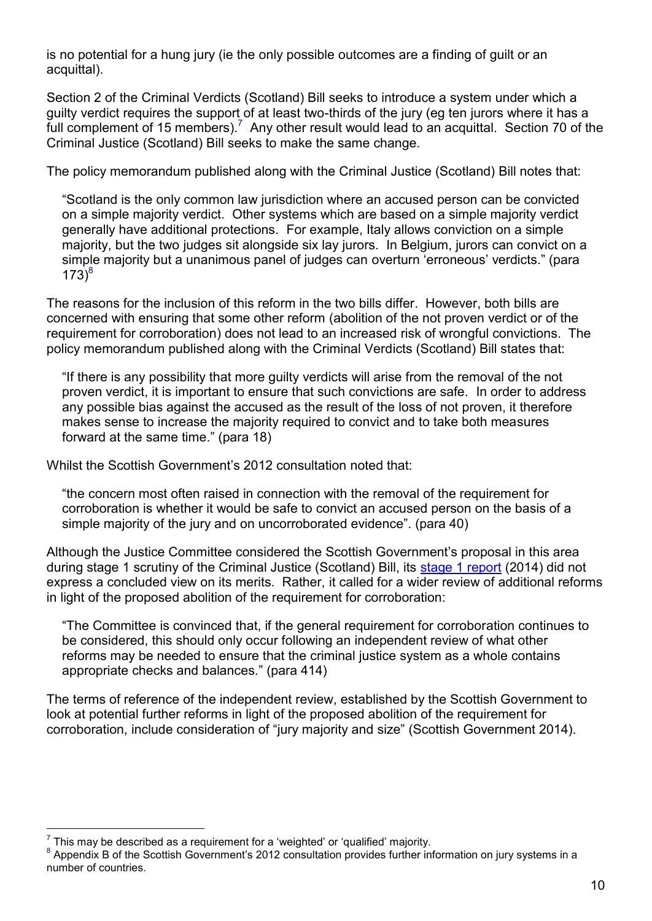is no potential for a hung jury (ie the only possible outcomes are a finding of guilt or an acquittal).

Section 2 of the Criminal Verdicts (Scotland) Bill seeks to introduce a system under which a guilty verdict requires the support of at least two-thirds of the jury (eg ten jurors where it has a full complement of 15 members).[7] Any other result would lead to an acquittal. Section 70 of the Criminal Justice (Scotland) Bill seeks to make the same change.

The policy memorandum published along with the Criminal Justice (Scotland) Bill notes that:

> "Scotland is the only common law jurisdiction where an accused person can be convicted on a simple majority verdict. Other systems which are based on a simple majority verdict generally have additional protections. For example, Italy allows conviction on a simple majority, but the two judges sit alongside six lay jurors. In Belgium, jurors can convict on a simple majority but a unanimous panel of judges can overturn 'erroneous' verdicts." (para 173)[8]

The reasons for the inclusion of this reform in the two bills differ. However, both bills are concerned with ensuring that some other reform (abolition of the not proven verdict or of the requirement for corroboration) does not lead to an increased risk of wrongful convictions. The policy memorandum published along with the Criminal Verdicts (Scotland) Bill states that:

> "If there is any possibility that more guilty verdicts will arise from the removal of the not proven verdict, it is important to ensure that such convictions are safe. In order to address any possible bias against the accused as the result of the loss of not proven, it therefore makes sense to increase the majority required to convict and to take both measures forward at the same time." (para 18)

Whilst the Scottish Government's 2012 consultation noted that:

> "the concern most often raised in connection with the removal of the requirement for corroboration is whether it would be safe to convict an accused person on the basis of a simple majority of the jury and on uncorroborated evidence". (para 40)

Although the Justice Committee considered the Scottish Government's proposal in this area during stage 1 scrutiny of the Criminal Justice (Scotland) Bill, its stage 1 report (2014) did not express a concluded view on its merits. Rather, it called for a wider review of additional reforms in light of the proposed abolition of the requirement for corroboration:

> "The Committee is convinced that, if the general requirement for corroboration continues to be considered, this should only occur following an independent review of what other reforms may be needed to ensure that the criminal justice system as a whole contains appropriate checks and balances." (para 414)

The terms of reference of the independent review, established by the Scottish Government to look at potential further reforms in light of the proposed abolition of the requirement for corroboration, include consideration of "jury majority and size" (Scottish Government 2014).

---

[7] This may be described as a requirement for a 'weighted' or 'qualified' majority.

[8] Appendix B of the Scottish Government's 2012 consultation provides further information on jury systems in a number of countries.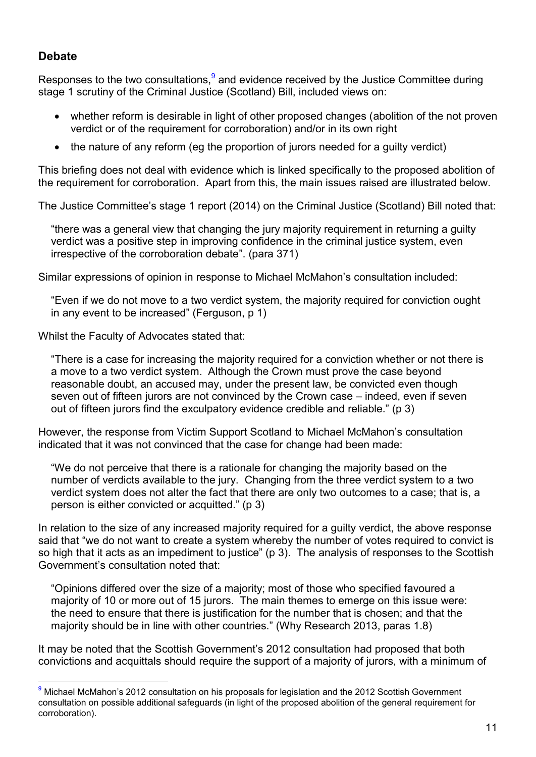## Debate

Responses to the two consultations,[9] and evidence received by the Justice Committee during stage 1 scrutiny of the Criminal Justice (Scotland) Bill, included views on:

- whether reform is desirable in light of other proposed changes (abolition of the not proven verdict or of the requirement for corroboration) and/or in its own right
- the nature of any reform (eg the proportion of jurors needed for a guilty verdict)

This briefing does not deal with evidence which is linked specifically to the proposed abolition of the requirement for corroboration. Apart from this, the main issues raised are illustrated below.

The Justice Committee's stage 1 report (2014) on the Criminal Justice (Scotland) Bill noted that:

> "there was a general view that changing the jury majority requirement in returning a guilty verdict was a positive step in improving confidence in the criminal justice system, even irrespective of the corroboration debate". (para 371)

Similar expressions of opinion in response to Michael McMahon's consultation included:

> "Even if we do not move to a two verdict system, the majority required for conviction ought in any event to be increased" (Ferguson, p 1)

Whilst the Faculty of Advocates stated that:

> "There is a case for increasing the majority required for a conviction whether or not there is a move to a two verdict system. Although the Crown must prove the case beyond reasonable doubt, an accused may, under the present law, be convicted even though seven out of fifteen jurors are not convinced by the Crown case – indeed, even if seven out of fifteen jurors find the exculpatory evidence credible and reliable." (p 3)

However, the response from Victim Support Scotland to Michael McMahon's consultation indicated that it was not convinced that the case for change had been made:

> "We do not perceive that there is a rationale for changing the majority based on the number of verdicts available to the jury. Changing from the three verdict system to a two verdict system does not alter the fact that there are only two outcomes to a case; that is, a person is either convicted or acquitted." (p 3)

In relation to the size of any increased majority required for a guilty verdict, the above response said that "we do not want to create a system whereby the number of votes required to convict is so high that it acts as an impediment to justice" (p 3). The analysis of responses to the Scottish Government's consultation noted that:

> "Opinions differed over the size of a majority; most of those who specified favoured a majority of 10 or more out of 15 jurors. The main themes to emerge on this issue were: the need to ensure that there is justification for the number that is chosen; and that the majority should be in line with other countries." (Why Research 2013, paras 1.8)

It may be noted that the Scottish Government's 2012 consultation had proposed that both convictions and acquittals should require the support of a majority of jurors, with a minimum of

[9] Michael McMahon's 2012 consultation on his proposals for legislation and the 2012 Scottish Government consultation on possible additional safeguards (in light of the proposed abolition of the general requirement for corroboration).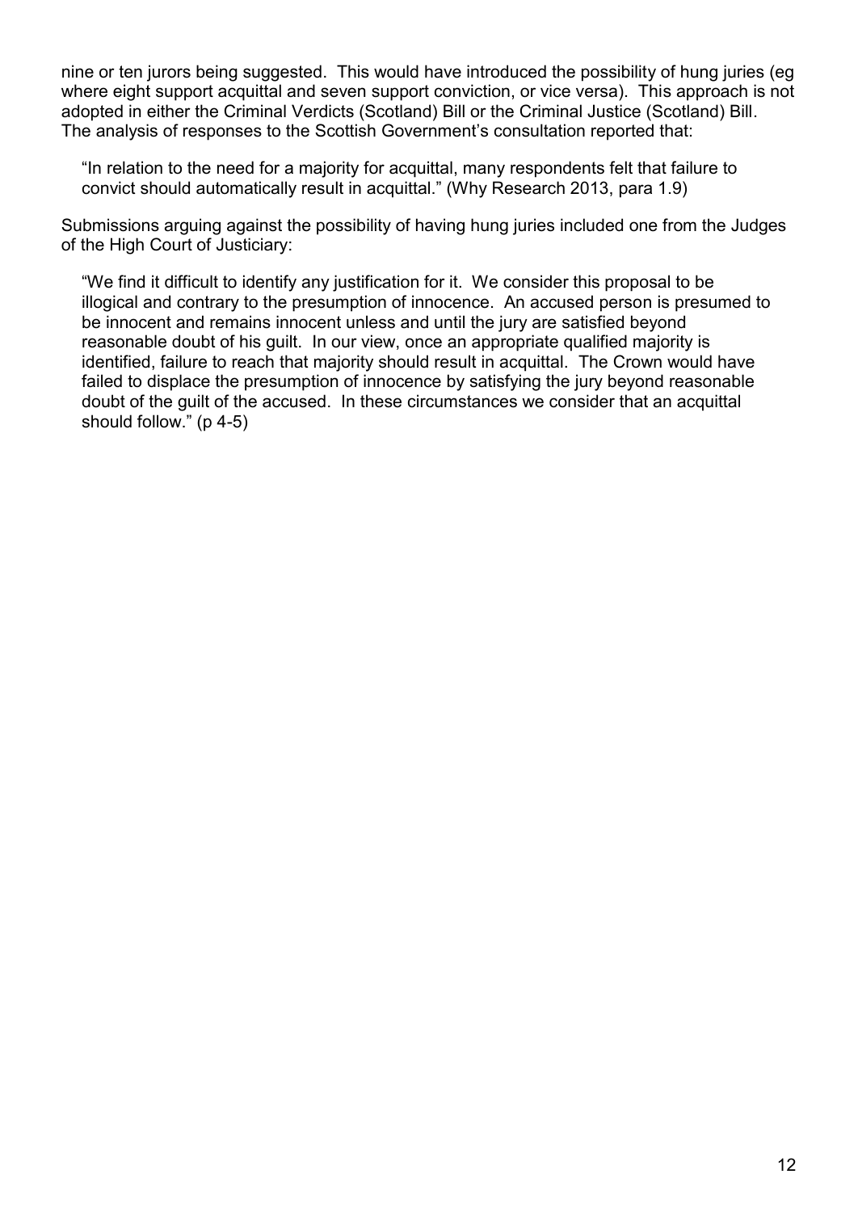nine or ten jurors being suggested. This would have introduced the possibility of hung juries (eg where eight support acquittal and seven support conviction, or vice versa). This approach is not adopted in either the Criminal Verdicts (Scotland) Bill or the Criminal Justice (Scotland) Bill. The analysis of responses to the Scottish Government's consultation reported that:

> "In relation to the need for a majority for acquittal, many respondents felt that failure to convict should automatically result in acquittal." (Why Research 2013, para 1.9)

Submissions arguing against the possibility of having hung juries included one from the Judges of the High Court of Justiciary:

> "We find it difficult to identify any justification for it. We consider this proposal to be illogical and contrary to the presumption of innocence. An accused person is presumed to be innocent and remains innocent unless and until the jury are satisfied beyond reasonable doubt of his guilt. In our view, once an appropriate qualified majority is identified, failure to reach that majority should result in acquittal. The Crown would have failed to displace the presumption of innocence by satisfying the jury beyond reasonable doubt of the guilt of the accused. In these circumstances we consider that an acquittal should follow." (p 4-5)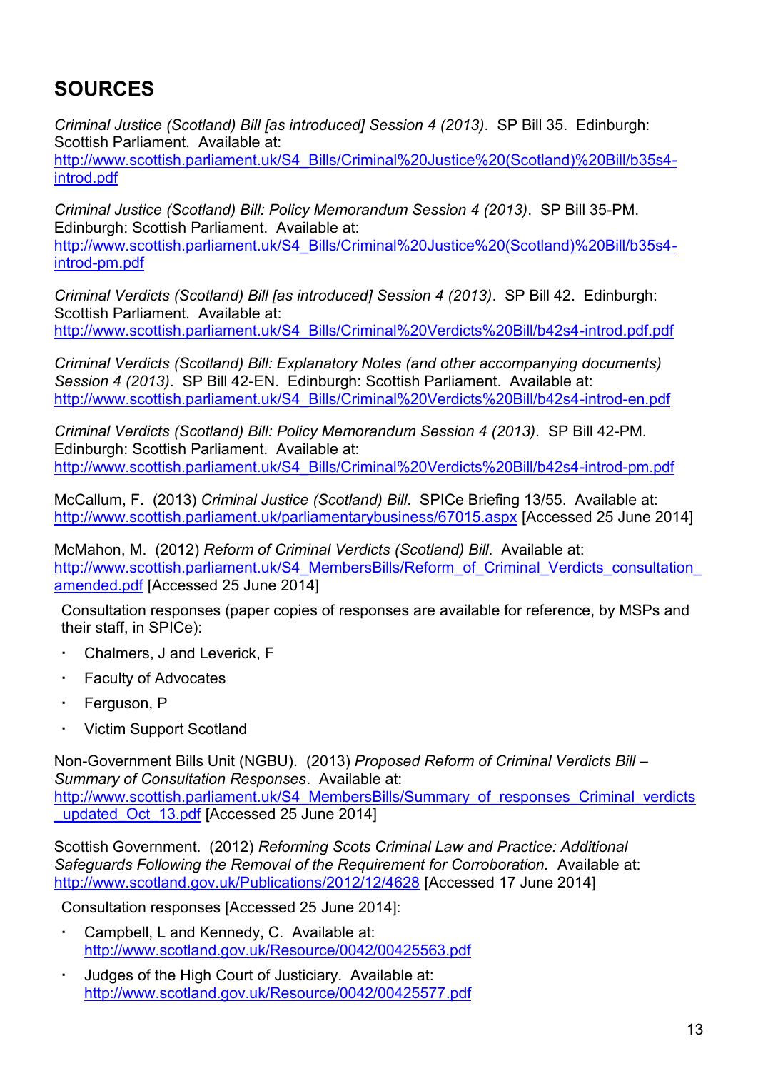# SOURCES

*Criminal Justice (Scotland) Bill [as introduced] Session 4 (2013)*. SP Bill 35. Edinburgh: Scottish Parliament. Available at: http://www.scottish.parliament.uk/S4_Bills/Criminal%20Justice%20(Scotland)%20Bill/b35s4-introd.pdf

*Criminal Justice (Scotland) Bill: Policy Memorandum Session 4 (2013)*. SP Bill 35-PM. Edinburgh: Scottish Parliament. Available at: http://www.scottish.parliament.uk/S4_Bills/Criminal%20Justice%20(Scotland)%20Bill/b35s4-introd-pm.pdf

*Criminal Verdicts (Scotland) Bill [as introduced] Session 4 (2013)*. SP Bill 42. Edinburgh: Scottish Parliament. Available at: http://www.scottish.parliament.uk/S4_Bills/Criminal%20Verdicts%20Bill/b42s4-introd.pdf.pdf

*Criminal Verdicts (Scotland) Bill: Explanatory Notes (and other accompanying documents) Session 4 (2013)*. SP Bill 42-EN. Edinburgh: Scottish Parliament. Available at: http://www.scottish.parliament.uk/S4_Bills/Criminal%20Verdicts%20Bill/b42s4-introd-en.pdf

*Criminal Verdicts (Scotland) Bill: Policy Memorandum Session 4 (2013)*. SP Bill 42-PM. Edinburgh: Scottish Parliament. Available at: http://www.scottish.parliament.uk/S4_Bills/Criminal%20Verdicts%20Bill/b42s4-introd-pm.pdf

McCallum, F. (2013) *Criminal Justice (Scotland) Bill*. SPICe Briefing 13/55. Available at: http://www.scottish.parliament.uk/parliamentarybusiness/67015.aspx [Accessed 25 June 2014]

McMahon, M. (2012) *Reform of Criminal Verdicts (Scotland) Bill*. Available at: http://www.scottish.parliament.uk/S4_MembersBills/Reform_of_Criminal_Verdicts_consultation_amended.pdf [Accessed 25 June 2014]

Consultation responses (paper copies of responses are available for reference, by MSPs and their staff, in SPICe):

- Chalmers, J and Leverick, F
- Faculty of Advocates
- Ferguson, P
- Victim Support Scotland

Non-Government Bills Unit (NGBU). (2013) *Proposed Reform of Criminal Verdicts Bill – Summary of Consultation Responses*. Available at: http://www.scottish.parliament.uk/S4_MembersBills/Summary_of_responses_Criminal_verdicts_updated_Oct_13.pdf [Accessed 25 June 2014]

Scottish Government. (2012) *Reforming Scots Criminal Law and Practice: Additional Safeguards Following the Removal of the Requirement for Corroboration.* Available at: http://www.scotland.gov.uk/Publications/2012/12/4628 [Accessed 17 June 2014]

Consultation responses [Accessed 25 June 2014]:

- Campbell, L and Kennedy, C. Available at: http://www.scotland.gov.uk/Resource/0042/00425563.pdf
- Judges of the High Court of Justiciary. Available at: http://www.scotland.gov.uk/Resource/0042/00425577.pdf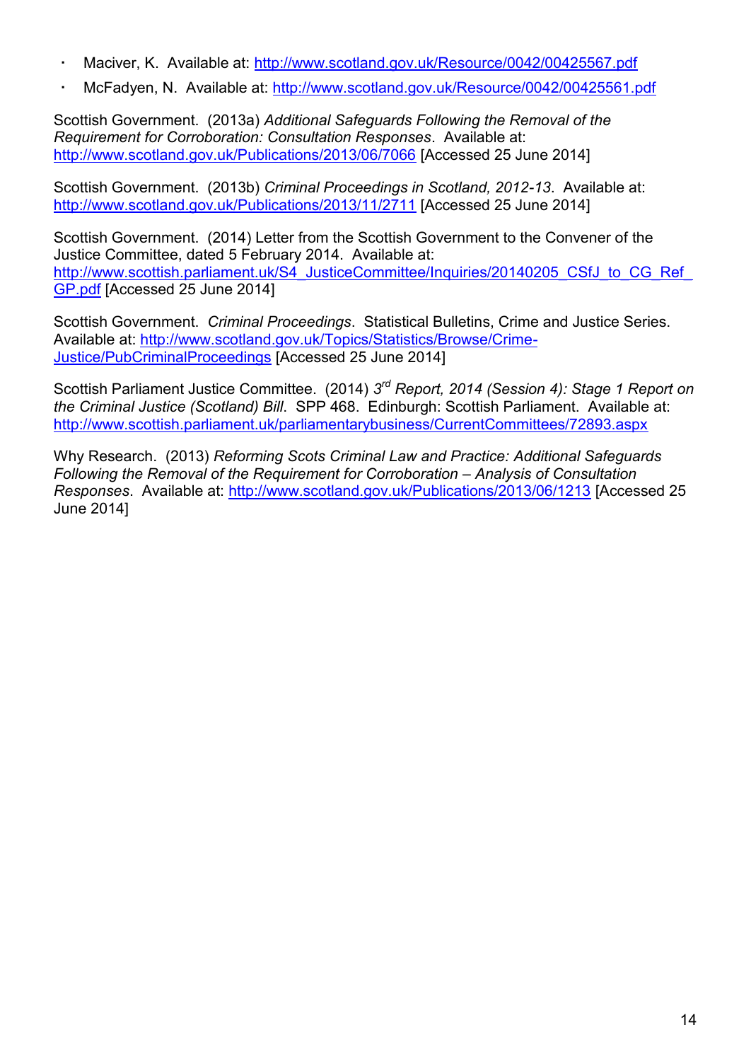- Maciver, K. Available at: http://www.scotland.gov.uk/Resource/0042/00425567.pdf
- McFadyen, N. Available at: http://www.scotland.gov.uk/Resource/0042/00425561.pdf

Scottish Government. (2013a) *Additional Safeguards Following the Removal of the Requirement for Corroboration: Consultation Responses*. Available at: http://www.scotland.gov.uk/Publications/2013/06/7066 [Accessed 25 June 2014]

Scottish Government. (2013b) *Criminal Proceedings in Scotland, 2012-13*. Available at: http://www.scotland.gov.uk/Publications/2013/11/2711 [Accessed 25 June 2014]

Scottish Government. (2014) Letter from the Scottish Government to the Convener of the Justice Committee, dated 5 February 2014. Available at: http://www.scottish.parliament.uk/S4_JusticeCommittee/Inquiries/20140205_CSfJ_to_CG_Ref_GP.pdf [Accessed 25 June 2014]

Scottish Government. *Criminal Proceedings*. Statistical Bulletins, Crime and Justice Series. Available at: http://www.scotland.gov.uk/Topics/Statistics/Browse/Crime-Justice/PubCriminalProceedings [Accessed 25 June 2014]

Scottish Parliament Justice Committee. (2014) *3rd Report, 2014 (Session 4): Stage 1 Report on the Criminal Justice (Scotland) Bill*. SPP 468. Edinburgh: Scottish Parliament. Available at: http://www.scottish.parliament.uk/parliamentarybusiness/CurrentCommittees/72893.aspx

Why Research. (2013) *Reforming Scots Criminal Law and Practice: Additional Safeguards Following the Removal of the Requirement for Corroboration – Analysis of Consultation Responses*. Available at: http://www.scotland.gov.uk/Publications/2013/06/1213 [Accessed 25 June 2014]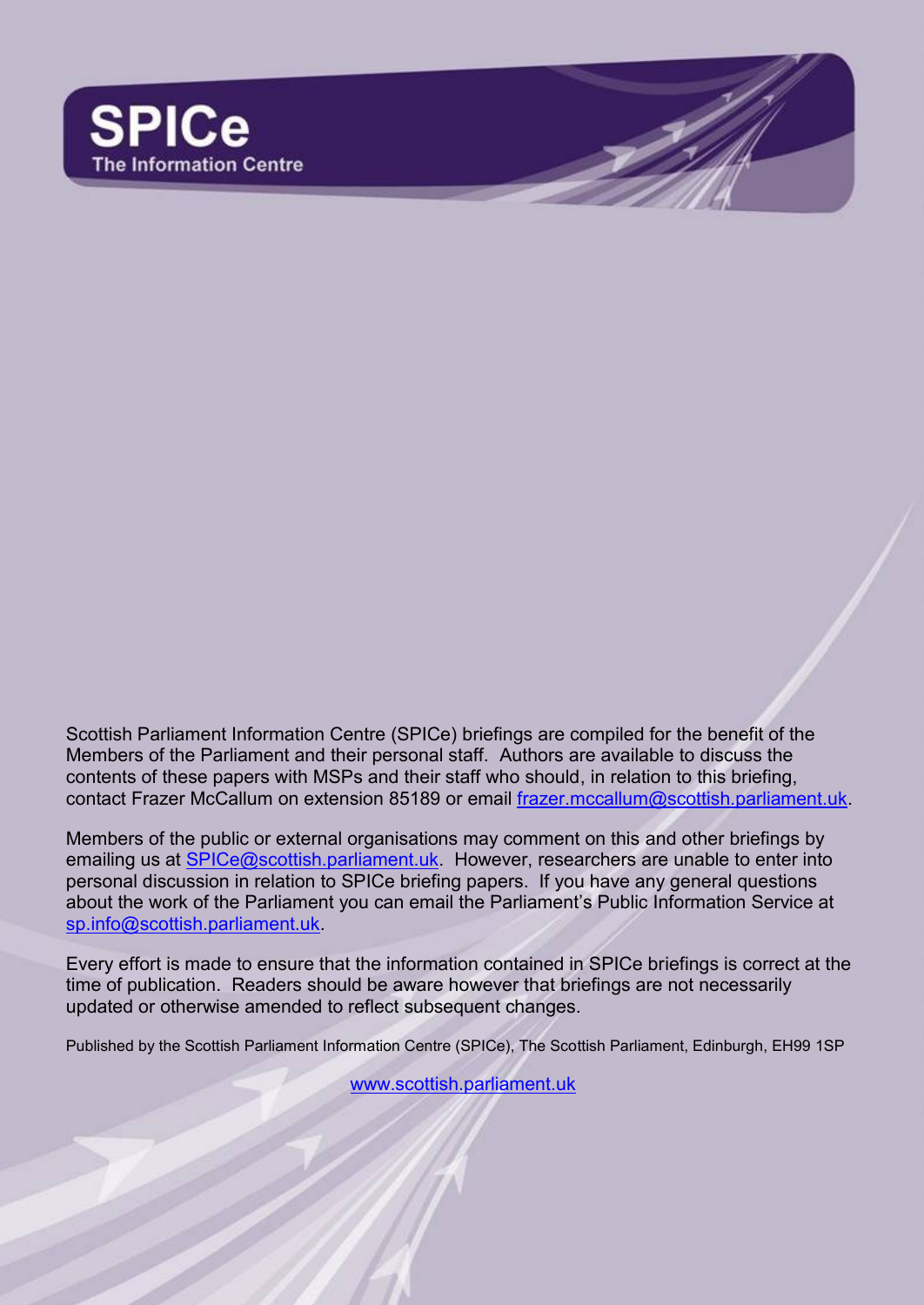# SPICe

The Information Centre

Scottish Parliament Information Centre (SPICe) briefings are compiled for the benefit of the Members of the Parliament and their personal staff. Authors are available to discuss the contents of these papers with MSPs and their staff who should, in relation to this briefing, contact Frazer McCallum on extension 85189 or email frazer.mccallum@scottish.parliament.uk.

Members of the public or external organisations may comment on this and other briefings by emailing us at SPICe@scottish.parliament.uk. However, researchers are unable to enter into personal discussion in relation to SPICe briefing papers. If you have any general questions about the work of the Parliament you can email the Parliament's Public Information Service at sp.info@scottish.parliament.uk.

Every effort is made to ensure that the information contained in SPICe briefings is correct at the time of publication. Readers should be aware however that briefings are not necessarily updated or otherwise amended to reflect subsequent changes.

Published by the Scottish Parliament Information Centre (SPICe), The Scottish Parliament, Edinburgh, EH99 1SP

www.scottish.parliament.uk